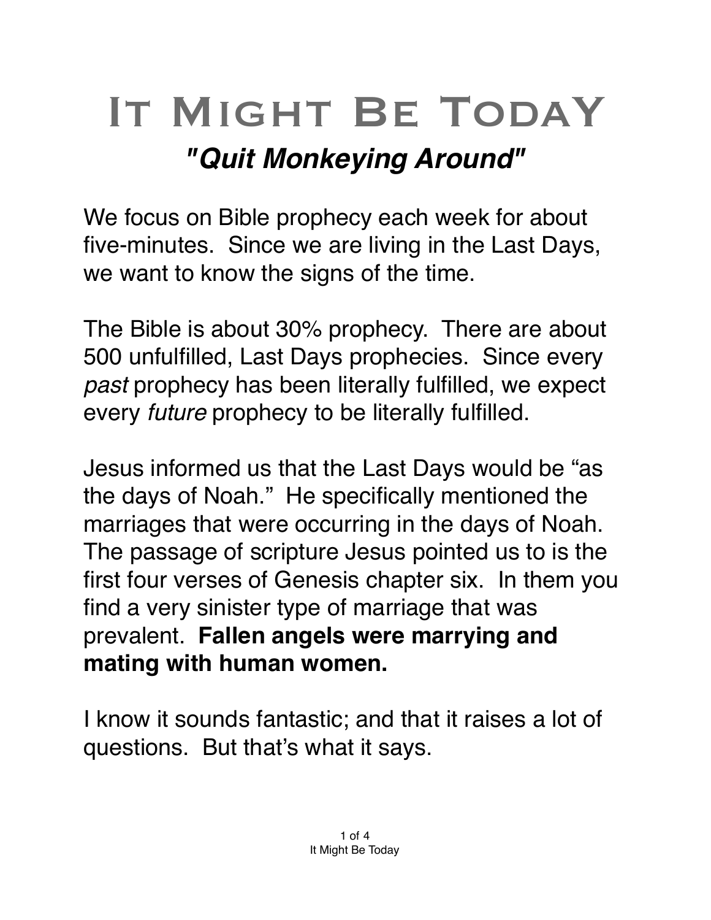# It Might Be TodaY

## *"Quit Monkeying Around"*

We focus on Bible prophecy each week for about five-minutes. Since we are living in the Last Days, we want to know the signs of the time.

The Bible is about 30% prophecy. There are about 500 unfulfilled, Last Days prophecies. Since every *past* prophecy has been literally fulfilled, we expect every *future* prophecy to be literally fulfilled.

Jesus informed us that the Last Days would be "as the days of Noah." He specifically mentioned the marriages that were occurring in the days of Noah. The passage of scripture Jesus pointed us to is the first four verses of Genesis chapter six. In them you find a very sinister type of marriage that was prevalent. **Fallen angels were marrying and mating with human women.**

I know it sounds fantastic; and that it raises a lot of questions. But that's what it says.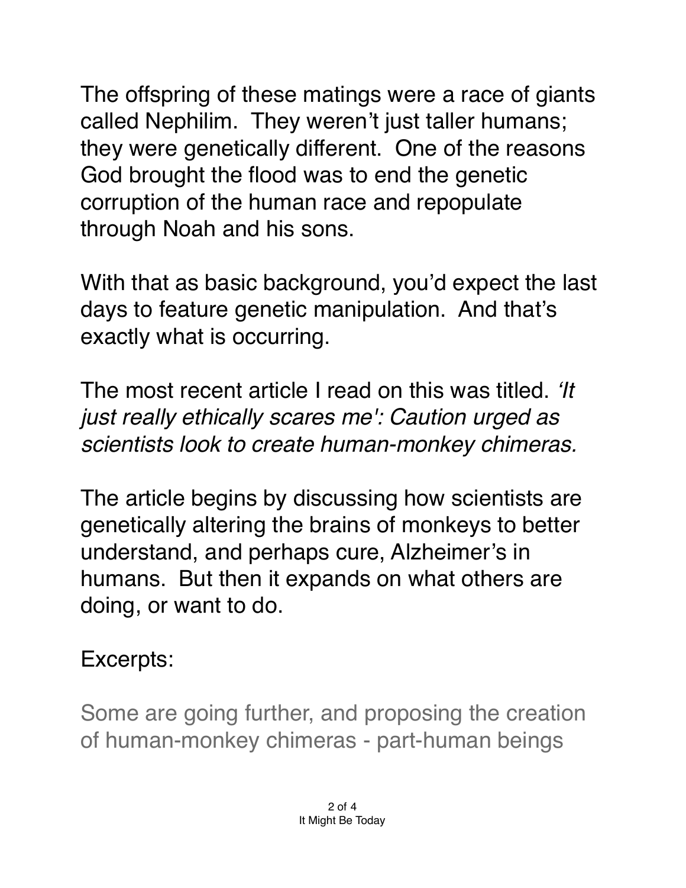The offspring of these matings were a race of giants called Nephilim. They weren't just taller humans; they were genetically different. One of the reasons God brought the flood was to end the genetic corruption of the human race and repopulate through Noah and his sons.

With that as basic background, you'd expect the last days to feature genetic manipulation. And that's exactly what is occurring.

The most recent article I read on this was titled. *'It just really ethically scares me': Caution urged as scientists look to create human-monkey chimeras.*

The article begins by discussing how scientists are genetically altering the brains of monkeys to better understand, and perhaps cure, Alzheimer's in humans. But then it expands on what others are doing, or want to do.

Excerpts:

Some are going further, and proposing the creation of human-monkey chimeras - part-human beings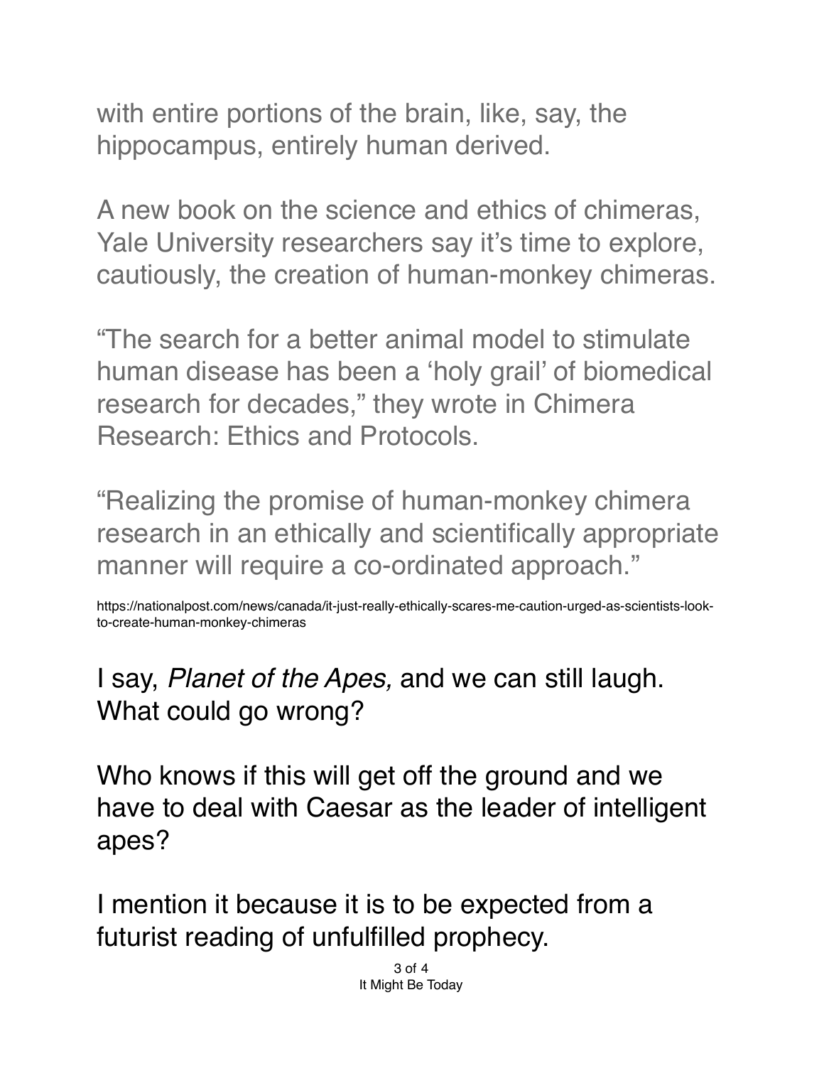with entire portions of the brain, like, say, the hippocampus, entirely human derived.

A new book on the science and ethics of chimeras, Yale University researchers say it's time to explore, cautiously, the creation of human-monkey chimeras.

"The search for a better animal model to stimulate human disease has been a 'holy grail' of biomedical research for decades," they wrote in Chimera Research: Ethics and Protocols.

"Realizing the promise of human-monkey chimera research in an ethically and scientifically appropriate manner will require a co-ordinated approach."

https://nationalpost.com/news/canada/it-just-really-ethically-scares-me-caution-urged-as-scientists-look-to-create-human-monkey-chimeras

I say, *Planet of the Apes,* and we can still laugh. What could go wrong?

Who knows if this will get off the ground and we have to deal with Caesar as the leader of intelligent apes?

I mention it because it is to be expected from a futurist reading of unfulfilled prophecy.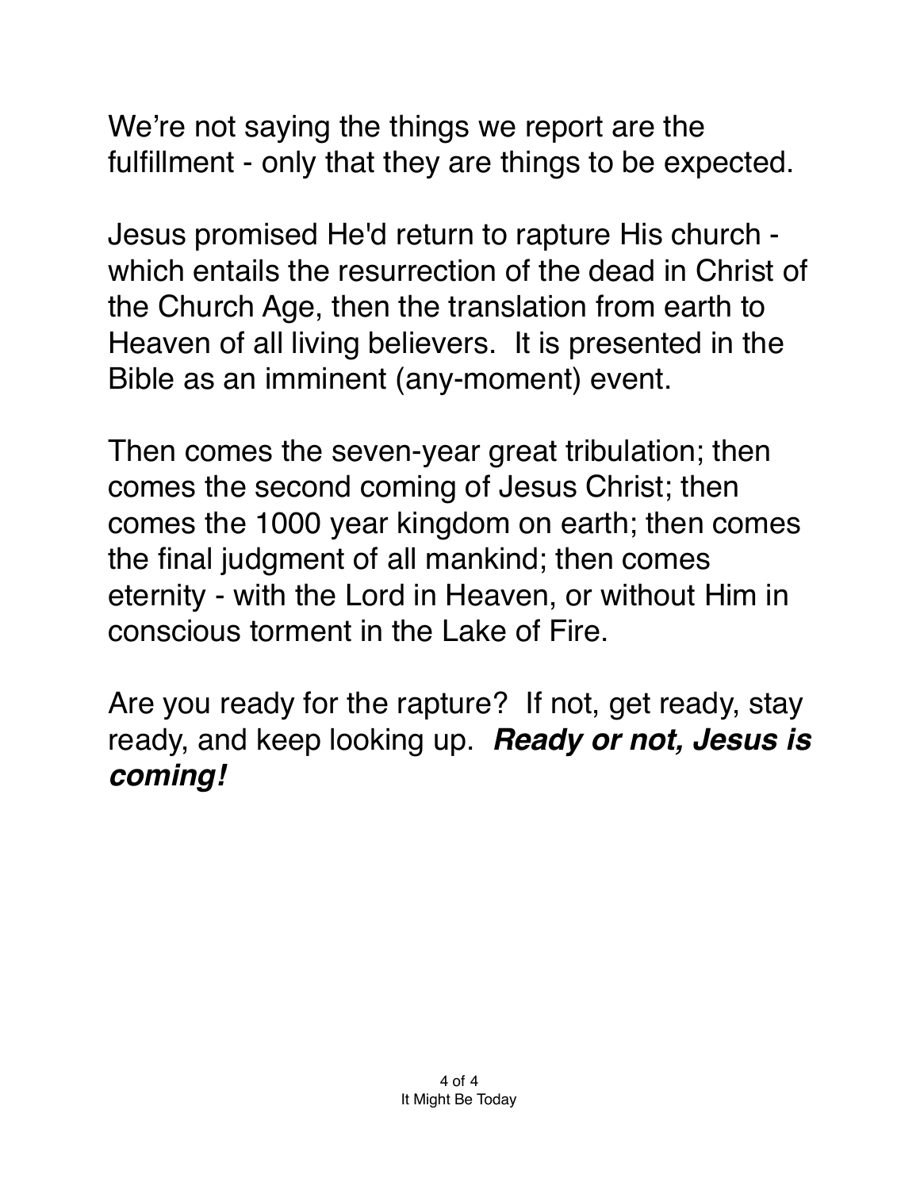We're not saying the things we report are the fulfillment - only that they are things to be expected.

Jesus promised He'd return to rapture His church - which entails the resurrection of the dead in Christ of the Church Age, then the translation from earth to Heaven of all living believers. It is presented in the Bible as an imminent (any-moment) event.

Then comes the seven-year great tribulation; then comes the second coming of Jesus Christ; then comes the 1000 year kingdom on earth; then comes the final judgment of all mankind; then comes eternity - with the Lord in Heaven, or without Him in conscious torment in the Lake of Fire.

Are you ready for the rapture? If not, get ready, stay ready, and keep looking up. ***Ready or not, Jesus is coming!***